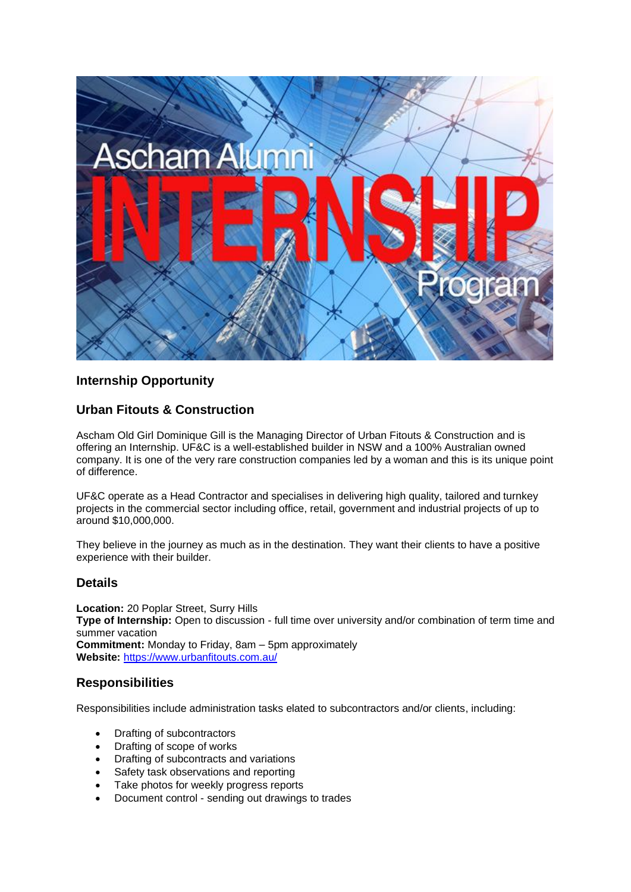## Internship Opportunity

## Urban Fitouts & Construction

Ascham Old Girl Dominique Gill is the Managing Director of Urban Fitouts & Construction and is offering an Internship. UF&C is a well-established builder in NSW and a 100% Australian owned company. It is one of the very rare construction companies led by a woman and this is its unique point of difference.

UF&C operate as a Head Contractor and specialises in delivering high quality, tailored and turnkey projects in the commercial sector including office, retail, government and industrial projects of up to around $10,000,000.

They believe in the journey as much as in the destination. They want their clients to have a positive experience with their builder.

## Details

**Location:** 20 Poplar Street, Surry Hills
**Type of Internship:** Open to discussion - full time over university and/or combination of term time and summer vacation
**Commitment:** Monday to Friday, 8am – 5pm approximately
**Website:** [https://www.urbanfitouts.com.au/](https://www.urbanfitouts.com.au/)

## Responsibilities

Responsibilities include administration tasks elated to subcontractors and/or clients, including:

- Drafting of subcontractors
- Drafting of scope of works
- Drafting of subcontracts and variations
- Safety task observations and reporting
- Take photos for weekly progress reports
- Document control - sending out drawings to trades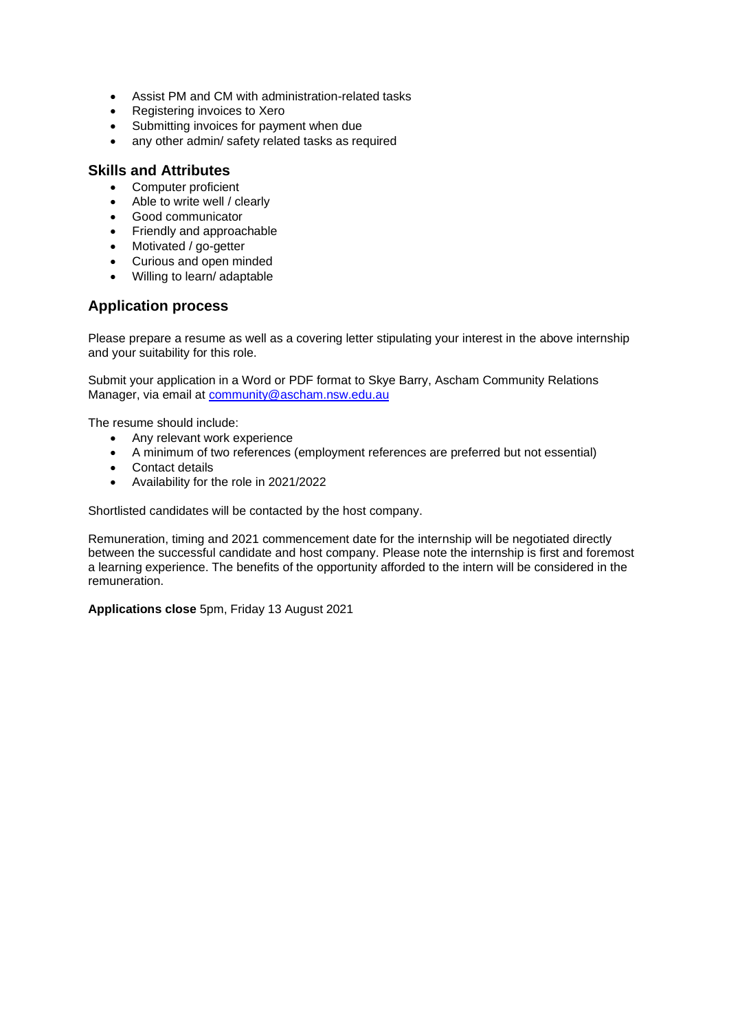- Assist PM and CM with administration-related tasks
- Registering invoices to Xero
- Submitting invoices for payment when due
- any other admin/ safety related tasks as required

## Skills and Attributes

- Computer proficient
- Able to write well / clearly
- Good communicator
- Friendly and approachable
- Motivated / go-getter
- Curious and open minded
- Willing to learn/ adaptable

## Application process

Please prepare a resume as well as a covering letter stipulating your interest in the above internship and your suitability for this role.

Submit your application in a Word or PDF format to Skye Barry, Ascham Community Relations Manager, via email at community@ascham.nsw.edu.au

The resume should include:

- Any relevant work experience
- A minimum of two references (employment references are preferred but not essential)
- Contact details
- Availability for the role in 2021/2022

Shortlisted candidates will be contacted by the host company.

Remuneration, timing and 2021 commencement date for the internship will be negotiated directly between the successful candidate and host company. Please note the internship is first and foremost a learning experience. The benefits of the opportunity afforded to the intern will be considered in the remuneration.

**Applications close** 5pm, Friday 13 August 2021